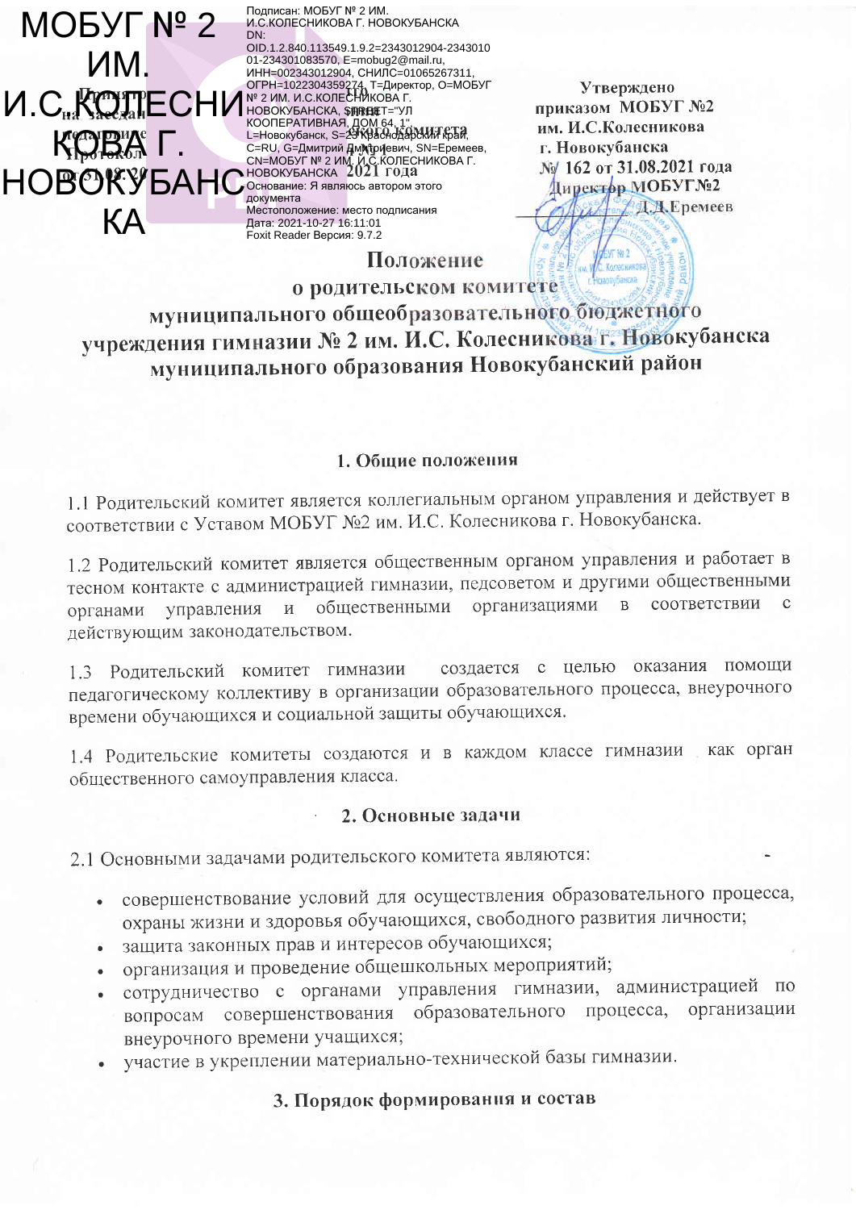МОБУГ № 2 ИМ. И.С.КОЛЕСНИКОВА Г. НОВОКУБАНСКА

Подписан: МОБУГ № 2 ИМ. И.С.КОЛЕСНИКОВА Г. НОВОКУБАНСКА
DN: OID.1.2.840.113549.1.9.2=2343012904-234301001-234301083570, E=mobug2@mail.ru, ИНН=002343012904, СНИЛС=01065267311, ОГРН=1022304359274, T=Директор, O=МОБУГ № 2 ИМ. И.С.КОЛЕСНИКОВА Г. НОВОКУБАНСКА, STREET="УЛ КООПЕРАТИВНАЯ, ДОМ 64, 1", L=Новокубанск, S=23 Краснодарский край, C=RU, G=Дмитрий Дмитриевич, SN=Еремеев, CN=МОБУГ № 2 ИМ. И.С.КОЛЕСНИКОВА Г. НОВОКУБАНСКА
Основание: Я являюсь автором этого документа
Местоположение: место подписания
Дата: 2021-10-27 16:11:01
Foxit Reader Версия: 9.7.2

Принято
на заседании
родительского комитета
Протокол № 1
от 31.08.2021 года

Утверждено
приказом МОБУГ №2
им. И.С.Колесникова
г. Новокубанска
№ 162 от 31.08.2021 года
Директор МОБУГ№2
Д.Д.Еремеев

# Положение
# о родительском комитете
# муниципального общеобразовательного бюджетного учреждения гимназии № 2 им. И.С. Колесникова г. Новокубанска муниципального образования Новокубанский район

## 1. Общие положения

1.1 Родительский комитет является коллегиальным органом управления и действует в соответствии с Уставом МОБУГ №2 им. И.С. Колесникова г. Новокубанска.

1.2 Родительский комитет является общественным органом управления и работает в тесном контакте с администрацией гимназии, педсоветом и другими общественными органами управления и общественными организациями в соответствии с действующим законодательством.

1.3 Родительский комитет гимназии создается с целью оказания помощи педагогическому коллективу в организации образовательного процесса, внеурочного времени обучающихся и социальной защиты обучающихся.

1.4 Родительские комитеты создаются и в каждом классе гимназии как орган общественного самоуправления класса.

## 2. Основные задачи

2.1 Основными задачами родительского комитета являются:

- совершенствование условий для осуществления образовательного процесса, охраны жизни и здоровья обучающихся, свободного развития личности;
- защита законных прав и интересов обучающихся;
- организация и проведение общешкольных мероприятий;
- сотрудничество с органами управления гимназии, администрацией по вопросам совершенствования образовательного процесса, организации внеурочного времени учащихся;
- участие в укреплении материально-технической базы гимназии.

## 3. Порядок формирования и состав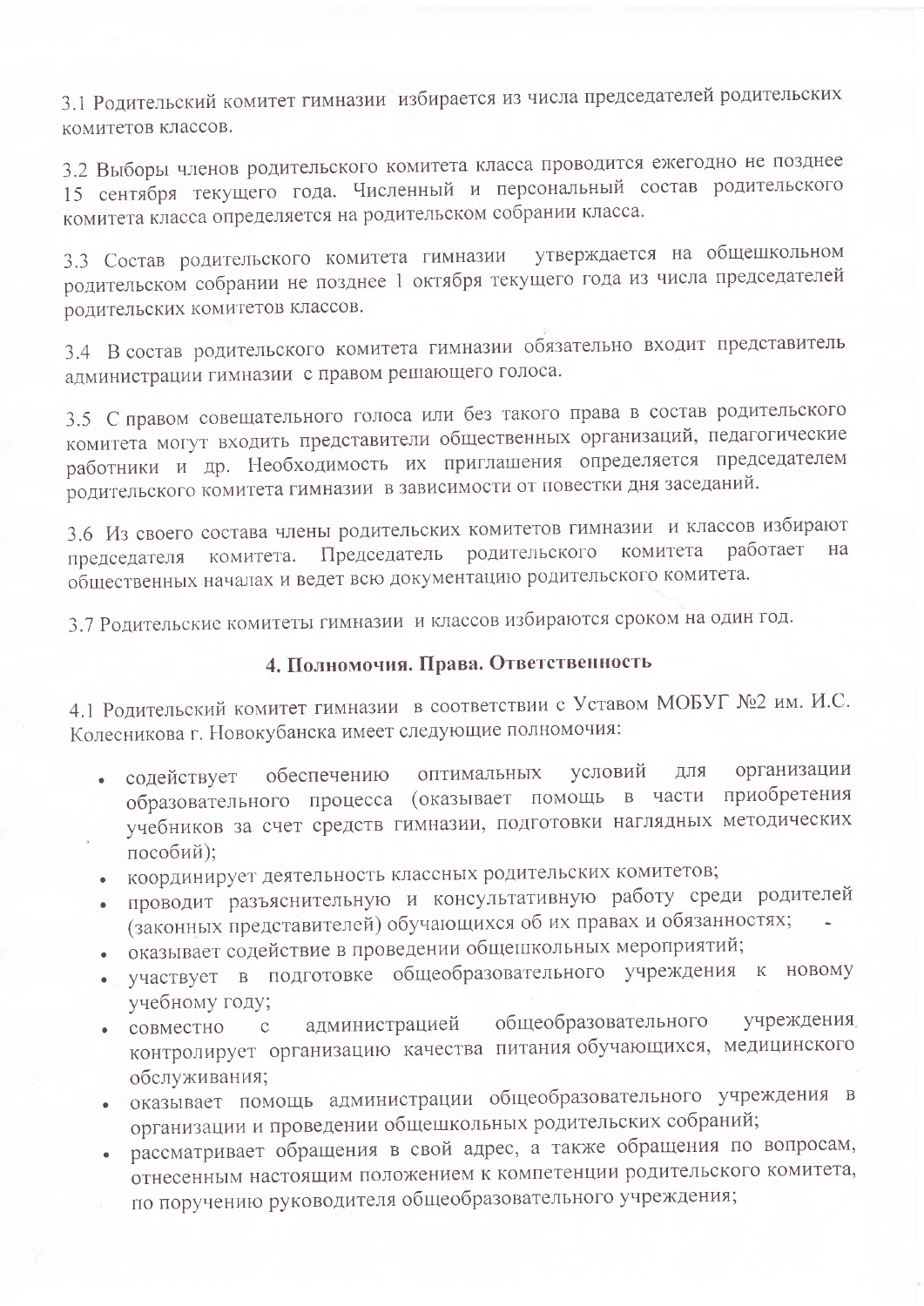3.1 Родительский комитет гимназии избирается из числа председателей родительских комитетов классов.

3.2 Выборы членов родительского комитета класса проводится ежегодно не позднее 15 сентября текущего года. Численный и персональный состав родительского комитета класса определяется на родительском собрании класса.

3.3 Состав родительского комитета гимназии утверждается на общешкольном родительском собрании не позднее 1 октября текущего года из числа председателей родительских комитетов классов.

3.4 В состав родительского комитета гимназии обязательно входит представитель администрации гимназии с правом решающего голоса.

3.5 С правом совещательного голоса или без такого права в состав родительского комитета могут входить представители общественных организаций, педагогические работники и др. Необходимость их приглашения определяется председателем родительского комитета гимназии в зависимости от повестки дня заседаний.

3.6 Из своего состава члены родительских комитетов гимназии и классов избирают председателя комитета. Председатель родительского комитета работает на общественных началах и ведет всю документацию родительского комитета.

3.7 Родительские комитеты гимназии и классов избираются сроком на один год.

## 4. Полномочия. Права. Ответственность

4.1 Родительский комитет гимназии в соответствии с Уставом МОБУГ №2 им. И.С. Колесникова г. Новокубанска имеет следующие полномочия:

- содействует обеспечению оптимальных условий для организации образовательного процесса (оказывает помощь в части приобретения учебников за счет средств гимназии, подготовки наглядных методических пособий);
- координирует деятельность классных родительских комитетов;
- проводит разъяснительную и консультативную работу среди родителей (законных представителей) обучающихся об их правах и обязанностях;
- оказывает содействие в проведении общешкольных мероприятий;
- участвует в подготовке общеобразовательного учреждения к новому учебному году;
- совместно с администрацией общеобразовательного учреждения контролирует организацию качества питания обучающихся, медицинского обслуживания;
- оказывает помощь администрации общеобразовательного учреждения в организации и проведении общешкольных родительских собраний;
- рассматривает обращения в свой адрес, а также обращения по вопросам, отнесенным настоящим положением к компетенции родительского комитета, по поручению руководителя общеобразовательного учреждения;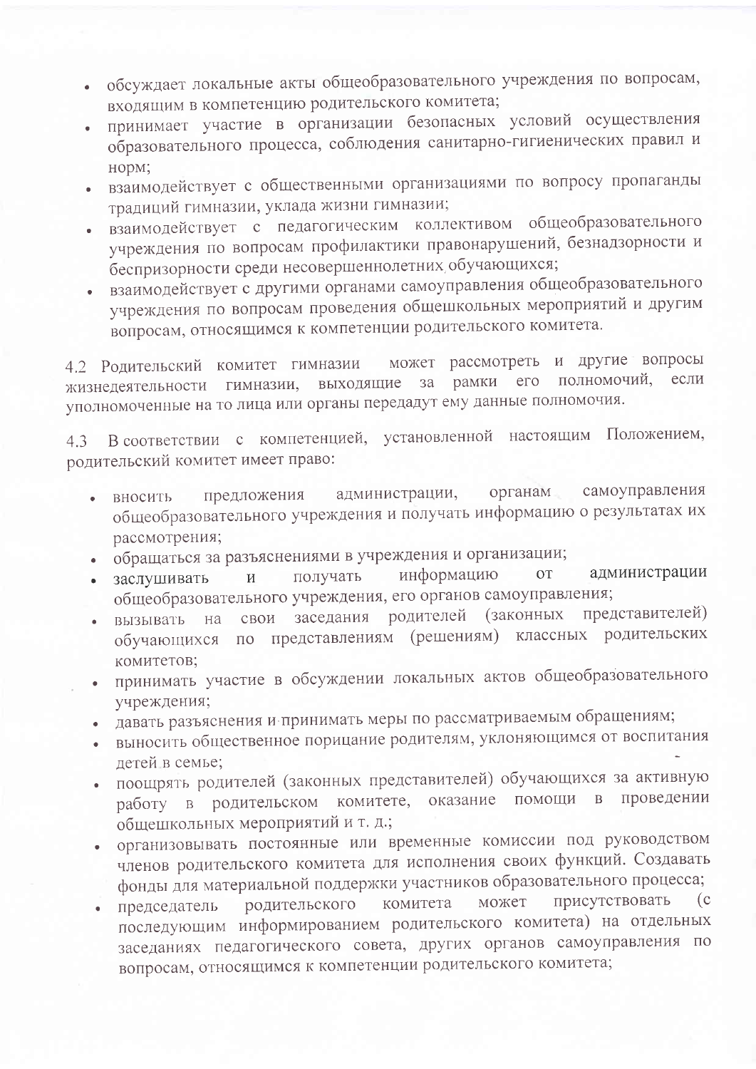- обсуждает локальные акты общеобразовательного учреждения по вопросам, входящим в компетенцию родительского комитета;
- принимает участие в организации безопасных условий осуществления образовательного процесса, соблюдения санитарно-гигиенических правил и норм;
- взаимодействует с общественными организациями по вопросу пропаганды традиций гимназии, уклада жизни гимназии;
- взаимодействует с педагогическим коллективом общеобразовательного учреждения по вопросам профилактики правонарушений, безнадзорности и беспризорности среди несовершеннолетних обучающихся;
- взаимодействует с другими органами самоуправления общеобразовательного учреждения по вопросам проведения общешкольных мероприятий и другим вопросам, относящимся к компетенции родительского комитета.

4.2 Родительский комитет гимназии может рассмотреть и другие вопросы жизнедеятельности гимназии, выходящие за рамки его полномочий, если уполномоченные на то лица или органы передадут ему данные полномочия.

4.3 В соответствии с компетенцией, установленной настоящим Положением, родительский комитет имеет право:

- вносить предложения администрации, органам самоуправления общеобразовательного учреждения и получать информацию о результатах их рассмотрения;
- обращаться за разъяснениями в учреждения и организации;
- заслушивать и получать информацию от администрации общеобразовательного учреждения, его органов самоуправления;
- вызывать на свои заседания родителей (законных представителей) обучающихся по представлениям (решениям) классных родительских комитетов;
- принимать участие в обсуждении локальных актов общеобразовательного учреждения;
- давать разъяснения и принимать меры по рассматриваемым обращениям;
- выносить общественное порицание родителям, уклоняющимся от воспитания детей в семье;
- поощрять родителей (законных представителей) обучающихся за активную работу в родительском комитете, оказание помощи в проведении общешкольных мероприятий и т. д.;
- организовывать постоянные или временные комиссии под руководством членов родительского комитета для исполнения своих функций. Создавать фонды для материальной поддержки участников образовательного процесса;
- председатель родительского комитета может присутствовать (с последующим информированием родительского комитета) на отдельных заседаниях педагогического совета, других органов самоуправления по вопросам, относящимся к компетенции родительского комитета;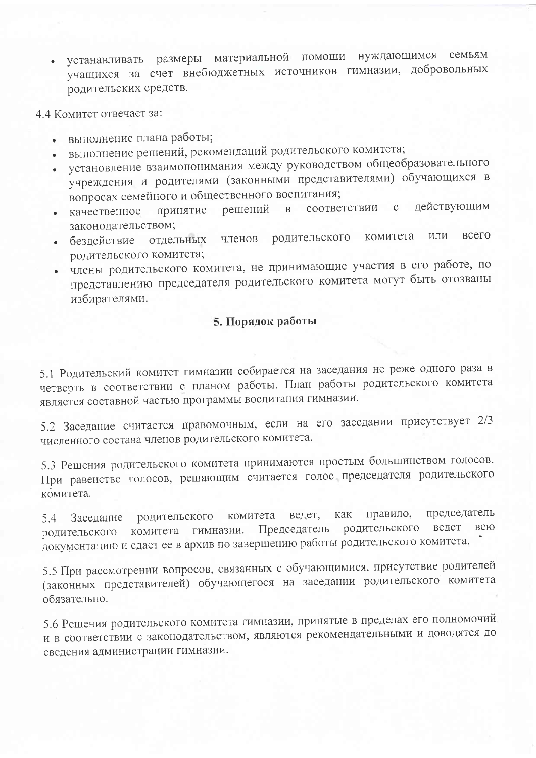- устанавливать размеры материальной помощи нуждающимся семьям учащихся за счет внебюджетных источников гимназии, добровольных родительских средств.

4.4 Комитет отвечает за:

- выполнение плана работы;
- выполнение решений, рекомендаций родительского комитета;
- установление взаимопонимания между руководством общеобразовательного учреждения и родителями (законными представителями) обучающихся в вопросах семейного и общественного воспитания;
- качественное принятие решений в соответствии с действующим законодательством;
- бездействие отдельных членов родительского комитета или всего родительского комитета;
- члены родительского комитета, не принимающие участия в его работе, по представлению председателя родительского комитета могут быть отозваны избирателями.

## 5. Порядок работы

5.1 Родительский комитет гимназии собирается на заседания не реже одного раза в четверть в соответствии с планом работы. План работы родительского комитета является составной частью программы воспитания гимназии.

5.2 Заседание считается правомочным, если на его заседании присутствует 2/3 численного состава членов родительского комитета.

5.3 Решения родительского комитета принимаются простым большинством голосов. При равенстве голосов, решающим считается голос председателя родительского комитета.

5.4 Заседание родительского комитета ведет, как правило, председатель родительского комитета гимназии. Председатель родительского ведет всю документацию и сдает ее в архив по завершению работы родительского комитета.

5.5 При рассмотрении вопросов, связанных с обучающимися, присутствие родителей (законных представителей) обучающегося на заседании родительского комитета обязательно.

5.6 Решения родительского комитета гимназии, принятые в пределах его полномочий и в соответствии с законодательством, являются рекомендательными и доводятся до сведения администрации гимназии.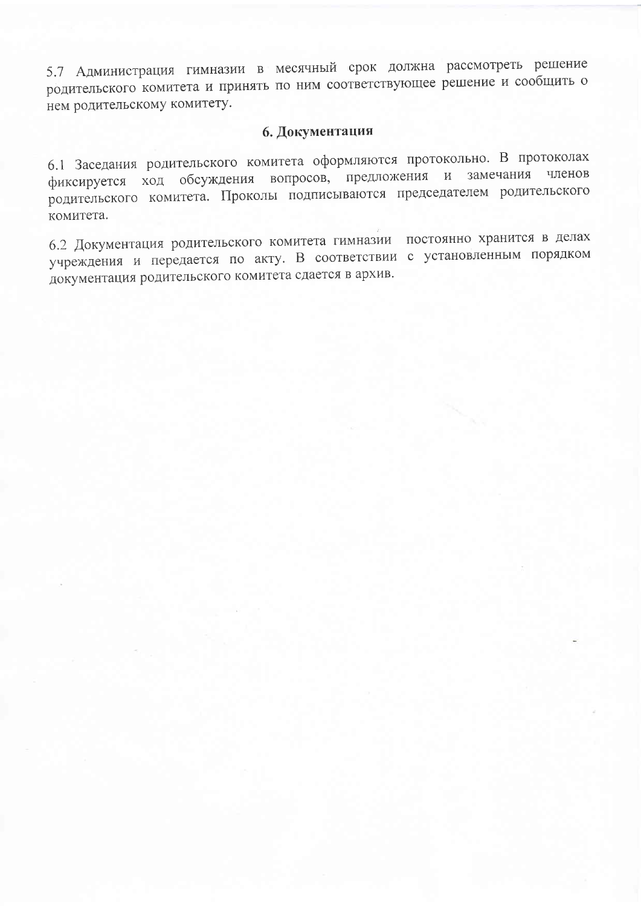5.7 Администрация гимназии в месячный срок должна рассмотреть решение родительского комитета и принять по ним соответствующее решение и сообщить о нем родительскому комитету.

## 6. Документация

6.1 Заседания родительского комитета оформляются протокольно. В протоколах фиксируется ход обсуждения вопросов, предложения и замечания членов родительского комитета. Проколы подписываются председателем родительского комитета.

6.2 Документация родительского комитета гимназии постоянно хранится в делах учреждения и передается по акту. В соответствии с установленным порядком документация родительского комитета сдается в архив.